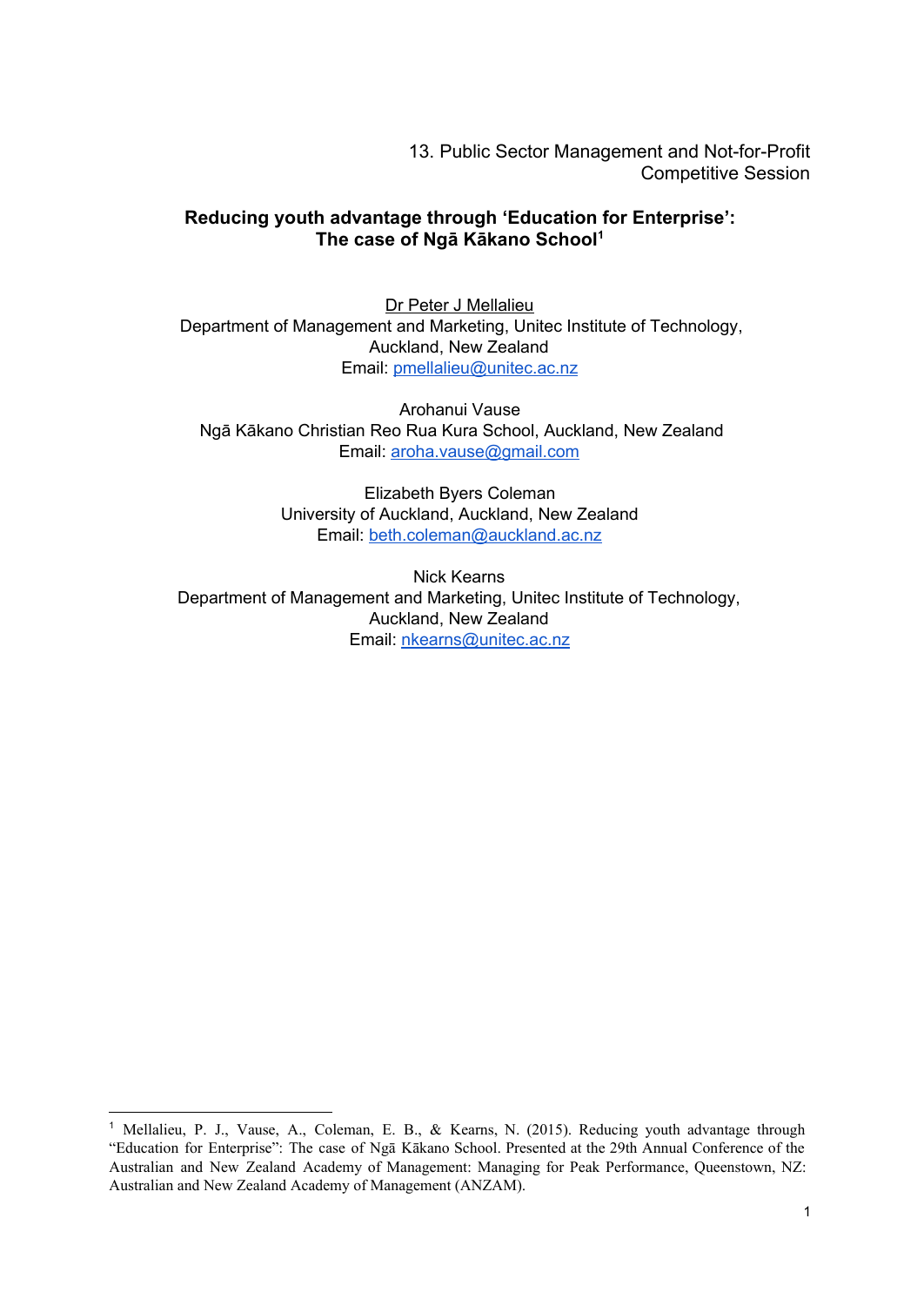13. Public Sector Management and Not-for-Profit
Competitive Session

# Reducing youth advantage through 'Education for Enterprise': The case of Ngā Kākano School[1]

Dr Peter J Mellalieu
Department of Management and Marketing, Unitec Institute of Technology,
Auckland, New Zealand
Email: pmellalieu@unitec.ac.nz

Arohanui Vause
Ngā Kākano Christian Reo Rua Kura School, Auckland, New Zealand
Email: aroha.vause@gmail.com

Elizabeth Byers Coleman
University of Auckland, Auckland, New Zealand
Email: beth.coleman@auckland.ac.nz

Nick Kearns
Department of Management and Marketing, Unitec Institute of Technology,
Auckland, New Zealand
Email: nkearns@unitec.ac.nz

---

[1] Mellalieu, P. J., Vause, A., Coleman, E. B., & Kearns, N. (2015). Reducing youth advantage through "Education for Enterprise": The case of Ngā Kākano School. Presented at the 29th Annual Conference of the Australian and New Zealand Academy of Management: Managing for Peak Performance, Queenstown, NZ: Australian and New Zealand Academy of Management (ANZAM).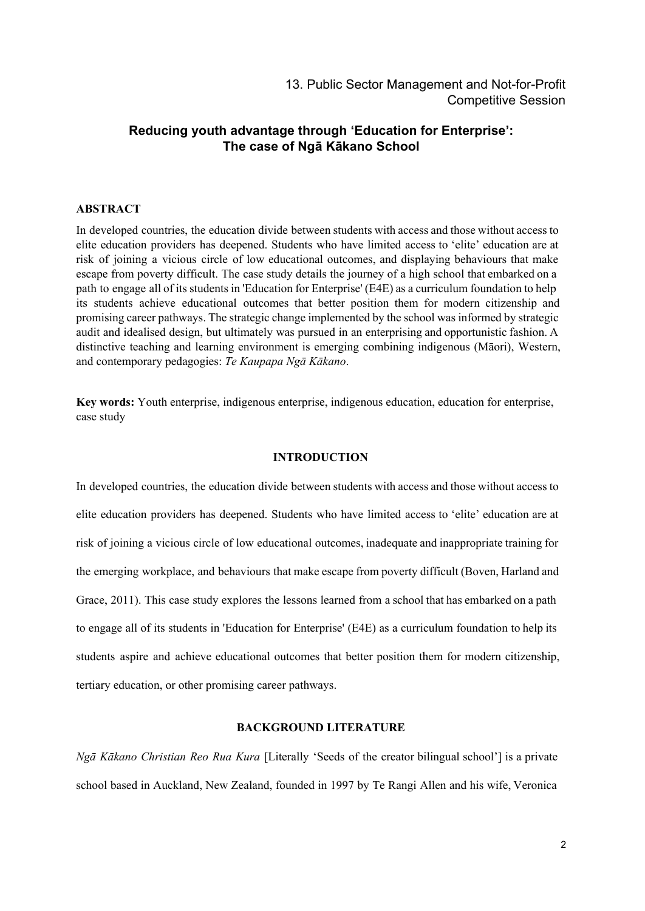13. Public Sector Management and Not-for-Profit
Competitive Session

# Reducing youth advantage through 'Education for Enterprise': The case of Ngā Kākano School

## ABSTRACT

In developed countries, the education divide between students with access and those without access to elite education providers has deepened. Students who have limited access to 'elite' education are at risk of joining a vicious circle of low educational outcomes, and displaying behaviours that make escape from poverty difficult. The case study details the journey of a high school that embarked on a path to engage all of its students in 'Education for Enterprise' (E4E) as a curriculum foundation to help its students achieve educational outcomes that better position them for modern citizenship and promising career pathways. The strategic change implemented by the school was informed by strategic audit and idealised design, but ultimately was pursued in an enterprising and opportunistic fashion. A distinctive teaching and learning environment is emerging combining indigenous (Māori), Western, and contemporary pedagogies: *Te Kaupapa Ngā Kākano*.

**Key words:** Youth enterprise, indigenous enterprise, indigenous education, education for enterprise, case study

## INTRODUCTION

In developed countries, the education divide between students with access and those without access to elite education providers has deepened. Students who have limited access to 'elite' education are at risk of joining a vicious circle of low educational outcomes, inadequate and inappropriate training for the emerging workplace, and behaviours that make escape from poverty difficult (Boven, Harland and Grace, 2011). This case study explores the lessons learned from a school that has embarked on a path to engage all of its students in 'Education for Enterprise' (E4E) as a curriculum foundation to help its students aspire and achieve educational outcomes that better position them for modern citizenship, tertiary education, or other promising career pathways.

## BACKGROUND LITERATURE

*Ngā Kākano Christian Reo Rua Kura* [Literally 'Seeds of the creator bilingual school'] is a private school based in Auckland, New Zealand, founded in 1997 by Te Rangi Allen and his wife, Veronica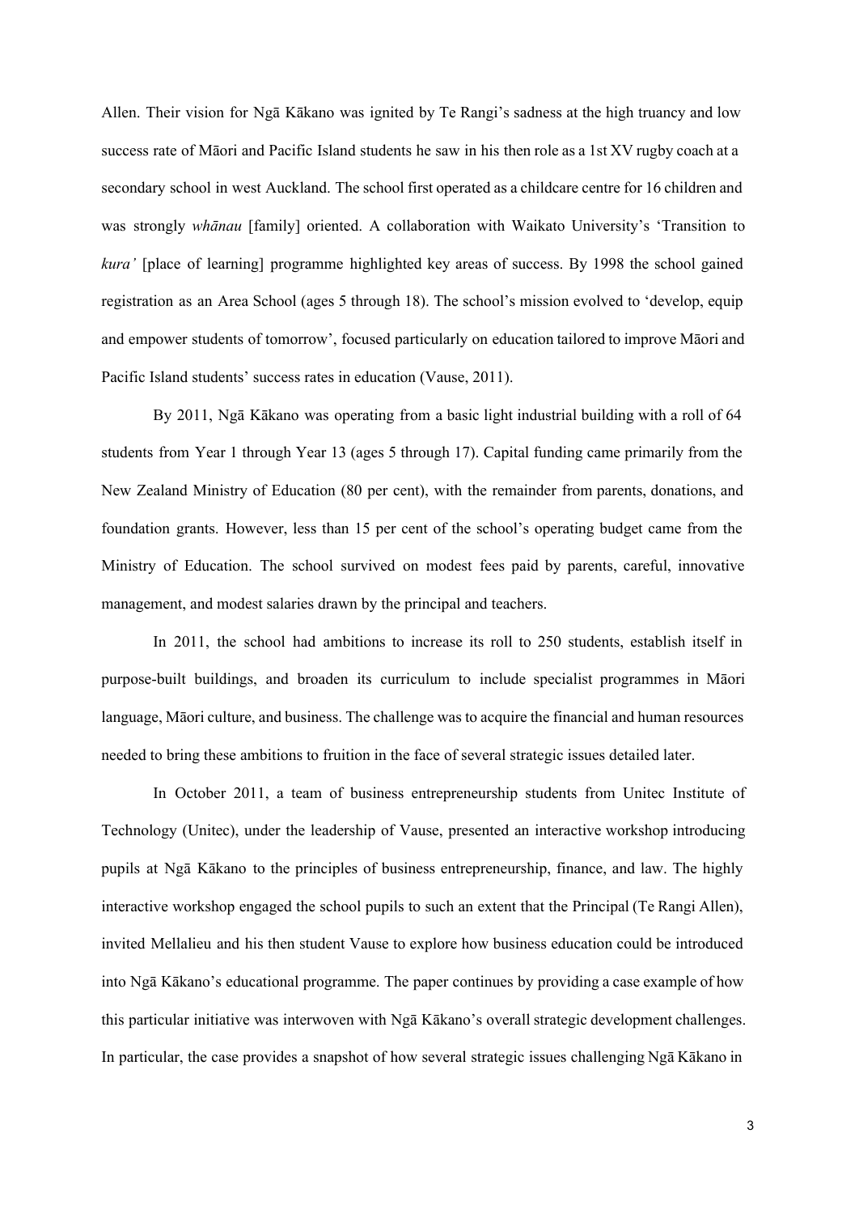Allen. Their vision for Ngā Kākano was ignited by Te Rangi's sadness at the high truancy and low success rate of Māori and Pacific Island students he saw in his then role as a 1st XV rugby coach at a secondary school in west Auckland. The school first operated as a childcare centre for 16 children and was strongly *whānau* [family] oriented. A collaboration with Waikato University's 'Transition to *kura'* [place of learning] programme highlighted key areas of success. By 1998 the school gained registration as an Area School (ages 5 through 18). The school's mission evolved to 'develop, equip and empower students of tomorrow', focused particularly on education tailored to improve Māori and Pacific Island students' success rates in education (Vause, 2011).

By 2011, Ngā Kākano was operating from a basic light industrial building with a roll of 64 students from Year 1 through Year 13 (ages 5 through 17). Capital funding came primarily from the New Zealand Ministry of Education (80 per cent), with the remainder from parents, donations, and foundation grants. However, less than 15 per cent of the school's operating budget came from the Ministry of Education. The school survived on modest fees paid by parents, careful, innovative management, and modest salaries drawn by the principal and teachers.

In 2011, the school had ambitions to increase its roll to 250 students, establish itself in purpose-built buildings, and broaden its curriculum to include specialist programmes in Māori language, Māori culture, and business. The challenge was to acquire the financial and human resources needed to bring these ambitions to fruition in the face of several strategic issues detailed later.

In October 2011, a team of business entrepreneurship students from Unitec Institute of Technology (Unitec), under the leadership of Vause, presented an interactive workshop introducing pupils at Ngā Kākano to the principles of business entrepreneurship, finance, and law. The highly interactive workshop engaged the school pupils to such an extent that the Principal (Te Rangi Allen), invited Mellalieu and his then student Vause to explore how business education could be introduced into Ngā Kākano's educational programme. The paper continues by providing a case example of how this particular initiative was interwoven with Ngā Kākano's overall strategic development challenges. In particular, the case provides a snapshot of how several strategic issues challenging Ngā Kākano in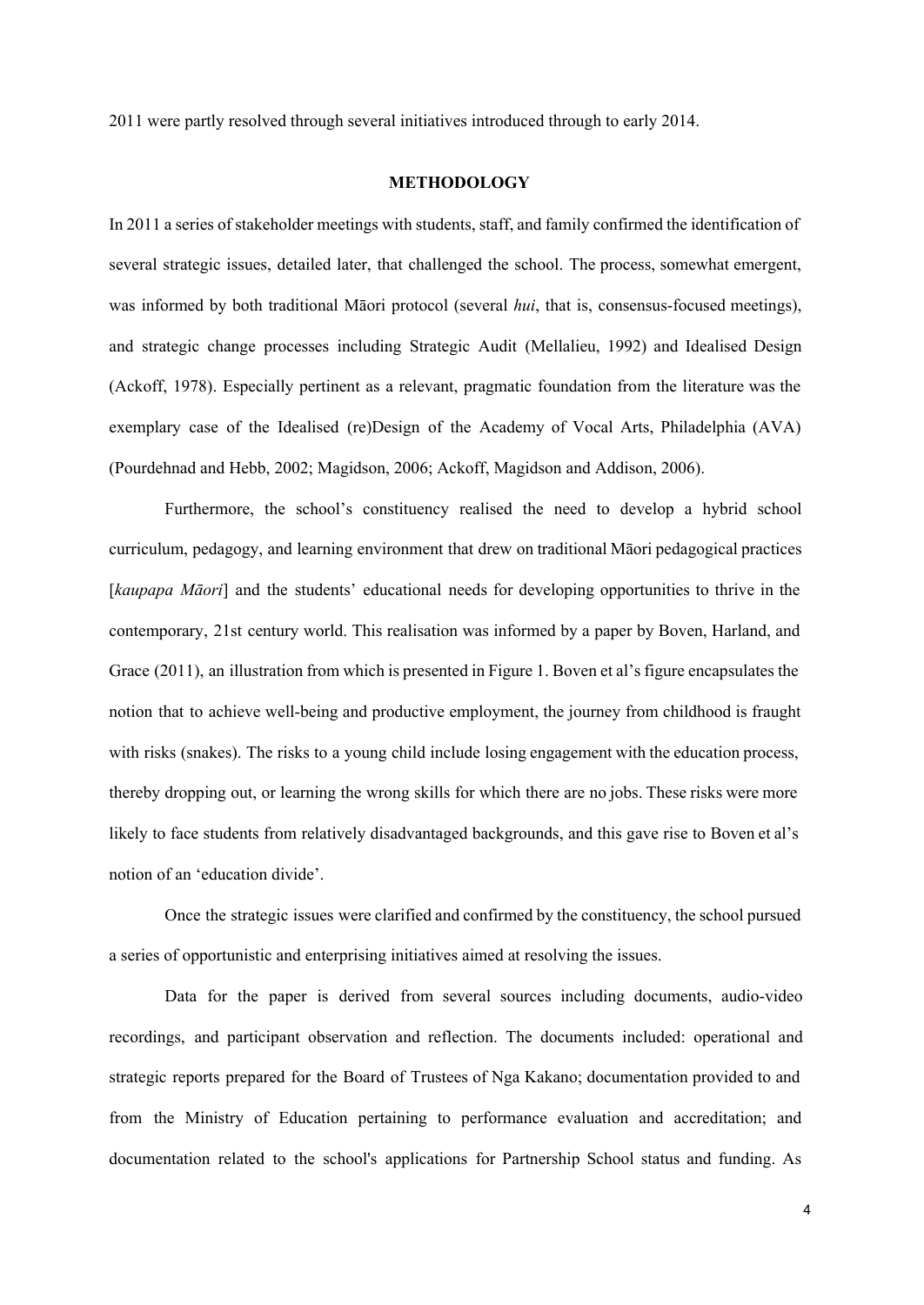2011 were partly resolved through several initiatives introduced through to early 2014.

## METHODOLOGY

In 2011 a series of stakeholder meetings with students, staff, and family confirmed the identification of several strategic issues, detailed later, that challenged the school. The process, somewhat emergent, was informed by both traditional Māori protocol (several *hui*, that is, consensus-focused meetings), and strategic change processes including Strategic Audit (Mellalieu, 1992) and Idealised Design (Ackoff, 1978). Especially pertinent as a relevant, pragmatic foundation from the literature was the exemplary case of the Idealised (re)Design of the Academy of Vocal Arts, Philadelphia (AVA) (Pourdehnad and Hebb, 2002; Magidson, 2006; Ackoff, Magidson and Addison, 2006).

Furthermore, the school's constituency realised the need to develop a hybrid school curriculum, pedagogy, and learning environment that drew on traditional Māori pedagogical practices [*kaupapa Māori*] and the students' educational needs for developing opportunities to thrive in the contemporary, 21st century world. This realisation was informed by a paper by Boven, Harland, and Grace (2011), an illustration from which is presented in Figure 1. Boven et al's figure encapsulates the notion that to achieve well-being and productive employment, the journey from childhood is fraught with risks (snakes). The risks to a young child include losing engagement with the education process, thereby dropping out, or learning the wrong skills for which there are no jobs. These risks were more likely to face students from relatively disadvantaged backgrounds, and this gave rise to Boven et al's notion of an 'education divide'.

Once the strategic issues were clarified and confirmed by the constituency, the school pursued a series of opportunistic and enterprising initiatives aimed at resolving the issues.

Data for the paper is derived from several sources including documents, audio-video recordings, and participant observation and reflection. The documents included: operational and strategic reports prepared for the Board of Trustees of Nga Kakano; documentation provided to and from the Ministry of Education pertaining to performance evaluation and accreditation; and documentation related to the school's applications for Partnership School status and funding. As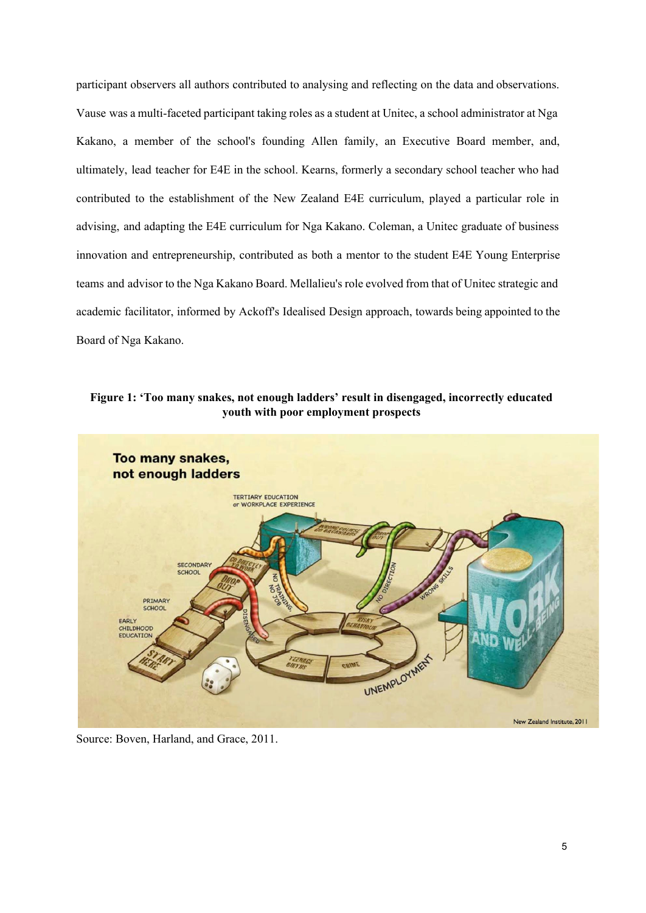participant observers all authors contributed to analysing and reflecting on the data and observations. Vause was a multi-faceted participant taking roles as a student at Unitec, a school administrator at Nga Kakano, a member of the school's founding Allen family, an Executive Board member, and, ultimately, lead teacher for E4E in the school. Kearns, formerly a secondary school teacher who had contributed to the establishment of the New Zealand E4E curriculum, played a particular role in advising, and adapting the E4E curriculum for Nga Kakano. Coleman, a Unitec graduate of business innovation and entrepreneurship, contributed as both a mentor to the student E4E Young Enterprise teams and advisor to the Nga Kakano Board. Mellalieu's role evolved from that of Unitec strategic and academic facilitator, informed by Ackoff's Idealised Design approach, towards being appointed to the Board of Nga Kakano.

**Figure 1: 'Too many snakes, not enough ladders' result in disengaged, incorrectly educated youth with poor employment prospects**

Source: Boven, Harland, and Grace, 2011.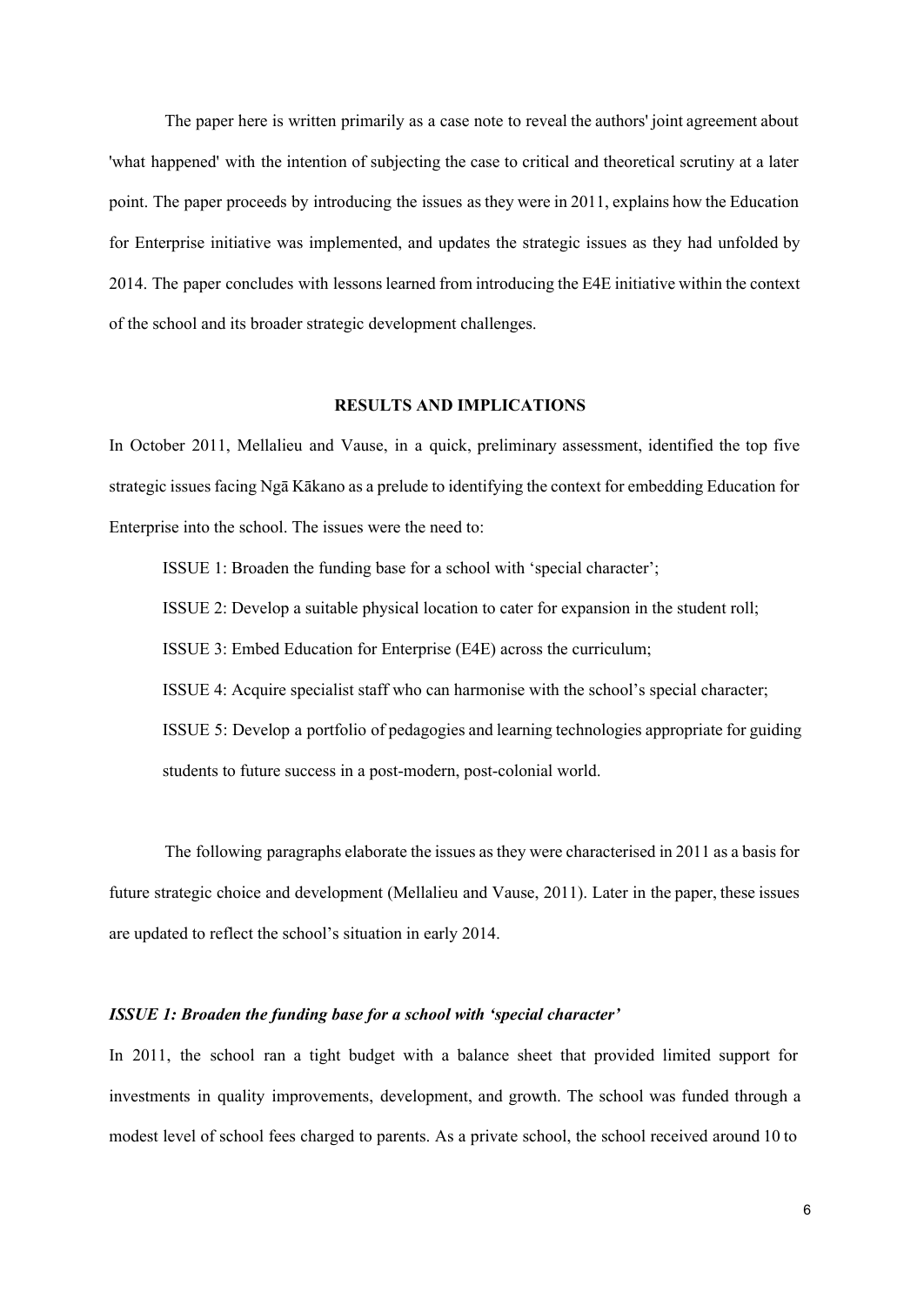The paper here is written primarily as a case note to reveal the authors' joint agreement about 'what happened' with the intention of subjecting the case to critical and theoretical scrutiny at a later point. The paper proceeds by introducing the issues as they were in 2011, explains how the Education for Enterprise initiative was implemented, and updates the strategic issues as they had unfolded by 2014. The paper concludes with lessons learned from introducing the E4E initiative within the context of the school and its broader strategic development challenges.

## RESULTS AND IMPLICATIONS

In October 2011, Mellalieu and Vause, in a quick, preliminary assessment, identified the top five strategic issues facing Ngā Kākano as a prelude to identifying the context for embedding Education for Enterprise into the school. The issues were the need to:

ISSUE 1: Broaden the funding base for a school with 'special character';

ISSUE 2: Develop a suitable physical location to cater for expansion in the student roll;

ISSUE 3: Embed Education for Enterprise (E4E) across the curriculum;

ISSUE 4: Acquire specialist staff who can harmonise with the school's special character;

ISSUE 5: Develop a portfolio of pedagogies and learning technologies appropriate for guiding students to future success in a post-modern, post-colonial world.

The following paragraphs elaborate the issues as they were characterised in 2011 as a basis for future strategic choice and development (Mellalieu and Vause, 2011). Later in the paper, these issues are updated to reflect the school's situation in early 2014.

### *ISSUE 1: Broaden the funding base for a school with 'special character'*

In 2011, the school ran a tight budget with a balance sheet that provided limited support for investments in quality improvements, development, and growth. The school was funded through a modest level of school fees charged to parents. As a private school, the school received around 10 to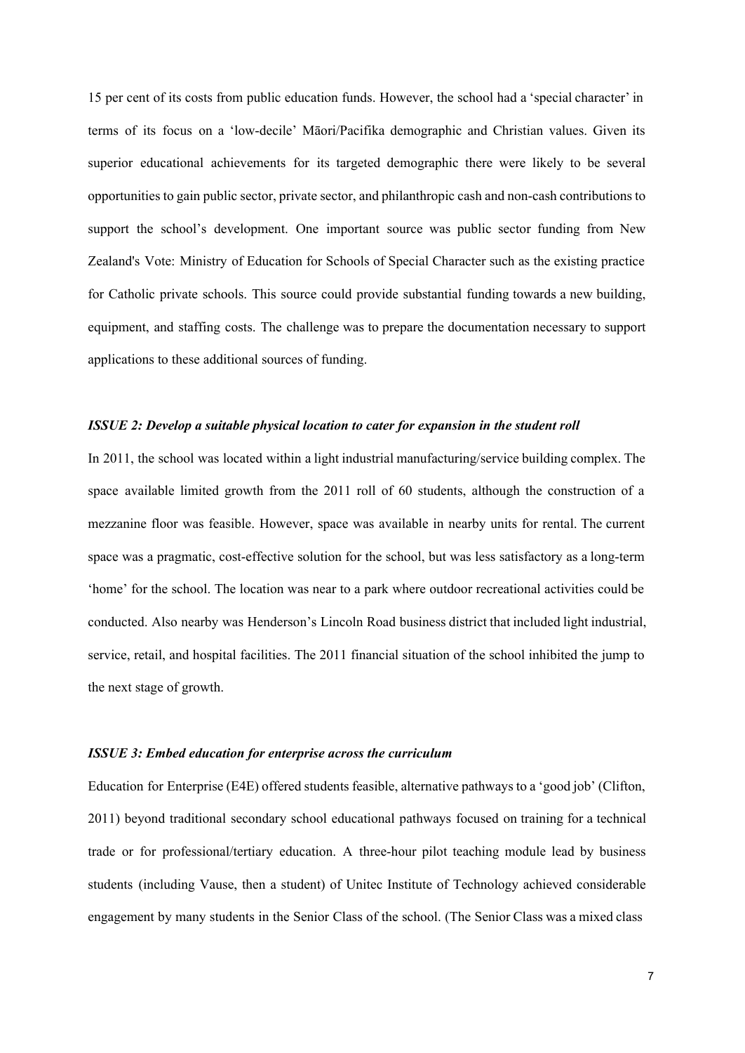15 per cent of its costs from public education funds. However, the school had a 'special character' in terms of its focus on a 'low-decile' Māori/Pacifika demographic and Christian values. Given its superior educational achievements for its targeted demographic there were likely to be several opportunities to gain public sector, private sector, and philanthropic cash and non-cash contributions to support the school's development. One important source was public sector funding from New Zealand's Vote: Ministry of Education for Schools of Special Character such as the existing practice for Catholic private schools. This source could provide substantial funding towards a new building, equipment, and staffing costs. The challenge was to prepare the documentation necessary to support applications to these additional sources of funding.

### *ISSUE 2: Develop a suitable physical location to cater for expansion in the student roll*

In 2011, the school was located within a light industrial manufacturing/service building complex. The space available limited growth from the 2011 roll of 60 students, although the construction of a mezzanine floor was feasible. However, space was available in nearby units for rental. The current space was a pragmatic, cost-effective solution for the school, but was less satisfactory as a long-term 'home' for the school. The location was near to a park where outdoor recreational activities could be conducted. Also nearby was Henderson's Lincoln Road business district that included light industrial, service, retail, and hospital facilities. The 2011 financial situation of the school inhibited the jump to the next stage of growth.

### *ISSUE 3: Embed education for enterprise across the curriculum*

Education for Enterprise (E4E) offered students feasible, alternative pathways to a 'good job' (Clifton, 2011) beyond traditional secondary school educational pathways focused on training for a technical trade or for professional/tertiary education. A three-hour pilot teaching module lead by business students (including Vause, then a student) of Unitec Institute of Technology achieved considerable engagement by many students in the Senior Class of the school. (The Senior Class was a mixed class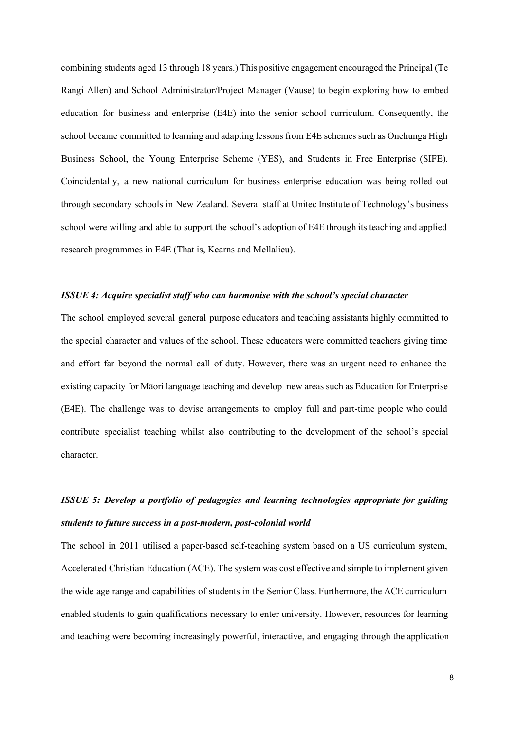combining students aged 13 through 18 years.) This positive engagement encouraged the Principal (Te Rangi Allen) and School Administrator/Project Manager (Vause) to begin exploring how to embed education for business and enterprise (E4E) into the senior school curriculum. Consequently, the school became committed to learning and adapting lessons from E4E schemes such as Onehunga High Business School, the Young Enterprise Scheme (YES), and Students in Free Enterprise (SIFE). Coincidentally, a new national curriculum for business enterprise education was being rolled out through secondary schools in New Zealand. Several staff at Unitec Institute of Technology's business school were willing and able to support the school's adoption of E4E through its teaching and applied research programmes in E4E (That is, Kearns and Mellalieu).

***ISSUE 4: Acquire specialist staff who can harmonise with the school's special character***

The school employed several general purpose educators and teaching assistants highly committed to the special character and values of the school. These educators were committed teachers giving time and effort far beyond the normal call of duty. However, there was an urgent need to enhance the existing capacity for Māori language teaching and develop new areas such as Education for Enterprise (E4E). The challenge was to devise arrangements to employ full and part-time people who could contribute specialist teaching whilst also contributing to the development of the school's special character.

***ISSUE 5: Develop a portfolio of pedagogies and learning technologies appropriate for guiding students to future success in a post-modern, post-colonial world***

The school in 2011 utilised a paper-based self-teaching system based on a US curriculum system, Accelerated Christian Education (ACE). The system was cost effective and simple to implement given the wide age range and capabilities of students in the Senior Class. Furthermore, the ACE curriculum enabled students to gain qualifications necessary to enter university. However, resources for learning and teaching were becoming increasingly powerful, interactive, and engaging through the application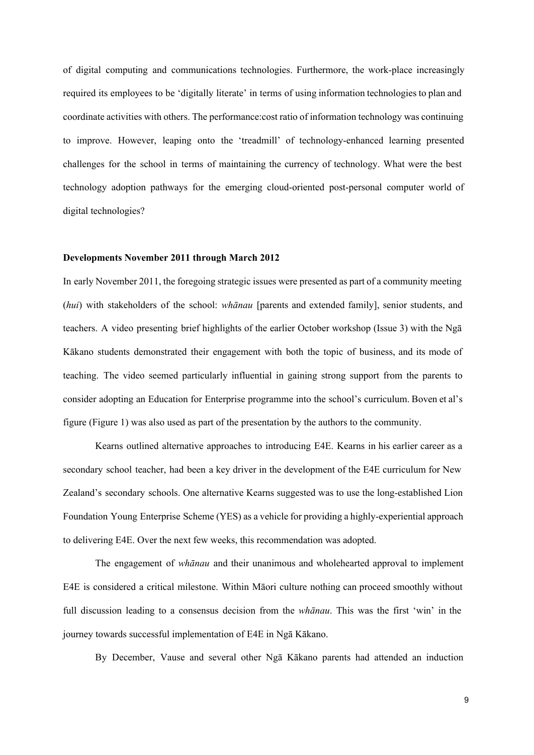of digital computing and communications technologies. Furthermore, the work-place increasingly required its employees to be 'digitally literate' in terms of using information technologies to plan and coordinate activities with others. The performance:cost ratio of information technology was continuing to improve. However, leaping onto the 'treadmill' of technology-enhanced learning presented challenges for the school in terms of maintaining the currency of technology. What were the best technology adoption pathways for the emerging cloud-oriented post-personal computer world of digital technologies?

**Developments November 2011 through March 2012**

In early November 2011, the foregoing strategic issues were presented as part of a community meeting (*hui*) with stakeholders of the school: *whānau* [parents and extended family], senior students, and teachers. A video presenting brief highlights of the earlier October workshop (Issue 3) with the Ngā Kākano students demonstrated their engagement with both the topic of business, and its mode of teaching. The video seemed particularly influential in gaining strong support from the parents to consider adopting an Education for Enterprise programme into the school's curriculum. Boven et al's figure (Figure 1) was also used as part of the presentation by the authors to the community.

Kearns outlined alternative approaches to introducing E4E. Kearns in his earlier career as a secondary school teacher, had been a key driver in the development of the E4E curriculum for New Zealand's secondary schools. One alternative Kearns suggested was to use the long-established Lion Foundation Young Enterprise Scheme (YES) as a vehicle for providing a highly-experiential approach to delivering E4E. Over the next few weeks, this recommendation was adopted.

The engagement of *whānau* and their unanimous and wholehearted approval to implement E4E is considered a critical milestone. Within Māori culture nothing can proceed smoothly without full discussion leading to a consensus decision from the *whānau*. This was the first 'win' in the journey towards successful implementation of E4E in Ngā Kākano.

By December, Vause and several other Ngā Kākano parents had attended an induction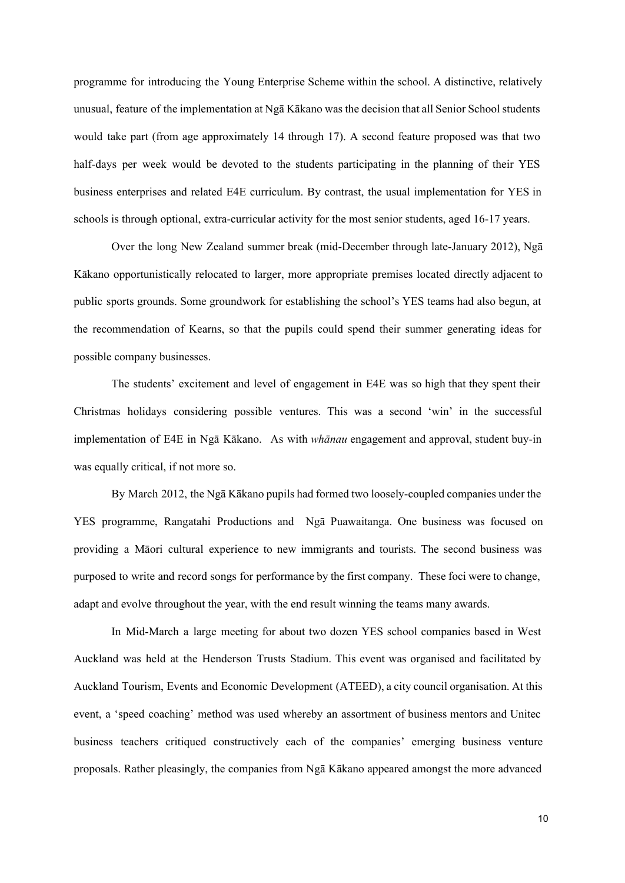programme for introducing the Young Enterprise Scheme within the school. A distinctive, relatively unusual, feature of the implementation at Ngā Kākano was the decision that all Senior School students would take part (from age approximately 14 through 17). A second feature proposed was that two half-days per week would be devoted to the students participating in the planning of their YES business enterprises and related E4E curriculum. By contrast, the usual implementation for YES in schools is through optional, extra-curricular activity for the most senior students, aged 16-17 years.

Over the long New Zealand summer break (mid-December through late-January 2012), Ngā Kākano opportunistically relocated to larger, more appropriate premises located directly adjacent to public sports grounds. Some groundwork for establishing the school's YES teams had also begun, at the recommendation of Kearns, so that the pupils could spend their summer generating ideas for possible company businesses.

The students' excitement and level of engagement in E4E was so high that they spent their Christmas holidays considering possible ventures. This was a second 'win' in the successful implementation of E4E in Ngā Kākano. As with *whānau* engagement and approval, student buy-in was equally critical, if not more so.

By March 2012, the Ngā Kākano pupils had formed two loosely-coupled companies under the YES programme, Rangatahi Productions and Ngā Puawaitanga. One business was focused on providing a Māori cultural experience to new immigrants and tourists. The second business was purposed to write and record songs for performance by the first company. These foci were to change, adapt and evolve throughout the year, with the end result winning the teams many awards.

In Mid-March a large meeting for about two dozen YES school companies based in West Auckland was held at the Henderson Trusts Stadium. This event was organised and facilitated by Auckland Tourism, Events and Economic Development (ATEED), a city council organisation. At this event, a 'speed coaching' method was used whereby an assortment of business mentors and Unitec business teachers critiqued constructively each of the companies' emerging business venture proposals. Rather pleasingly, the companies from Ngā Kākano appeared amongst the more advanced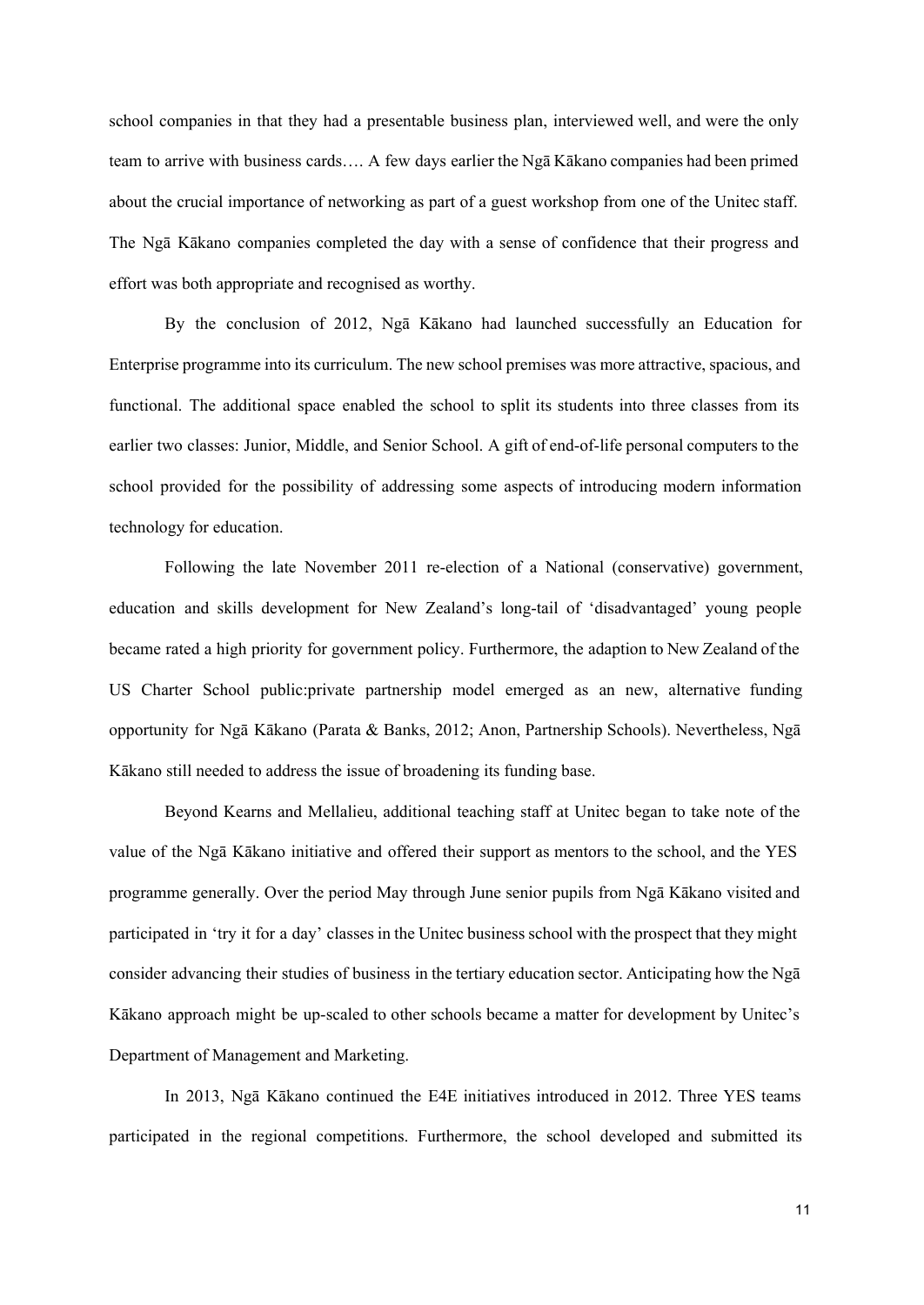school companies in that they had a presentable business plan, interviewed well, and were the only team to arrive with business cards…. A few days earlier the Ngā Kākano companies had been primed about the crucial importance of networking as part of a guest workshop from one of the Unitec staff. The Ngā Kākano companies completed the day with a sense of confidence that their progress and effort was both appropriate and recognised as worthy.

By the conclusion of 2012, Ngā Kākano had launched successfully an Education for Enterprise programme into its curriculum. The new school premises was more attractive, spacious, and functional. The additional space enabled the school to split its students into three classes from its earlier two classes: Junior, Middle, and Senior School. A gift of end-of-life personal computers to the school provided for the possibility of addressing some aspects of introducing modern information technology for education.

Following the late November 2011 re-election of a National (conservative) government, education and skills development for New Zealand's long-tail of 'disadvantaged' young people became rated a high priority for government policy. Furthermore, the adaption to New Zealand of the US Charter School public:private partnership model emerged as an new, alternative funding opportunity for Ngā Kākano (Parata & Banks, 2012; Anon, Partnership Schools). Nevertheless, Ngā Kākano still needed to address the issue of broadening its funding base.

Beyond Kearns and Mellalieu, additional teaching staff at Unitec began to take note of the value of the Ngā Kākano initiative and offered their support as mentors to the school, and the YES programme generally. Over the period May through June senior pupils from Ngā Kākano visited and participated in 'try it for a day' classes in the Unitec business school with the prospect that they might consider advancing their studies of business in the tertiary education sector. Anticipating how the Ngā Kākano approach might be up-scaled to other schools became a matter for development by Unitec's Department of Management and Marketing.

In 2013, Ngā Kākano continued the E4E initiatives introduced in 2012. Three YES teams participated in the regional competitions. Furthermore, the school developed and submitted its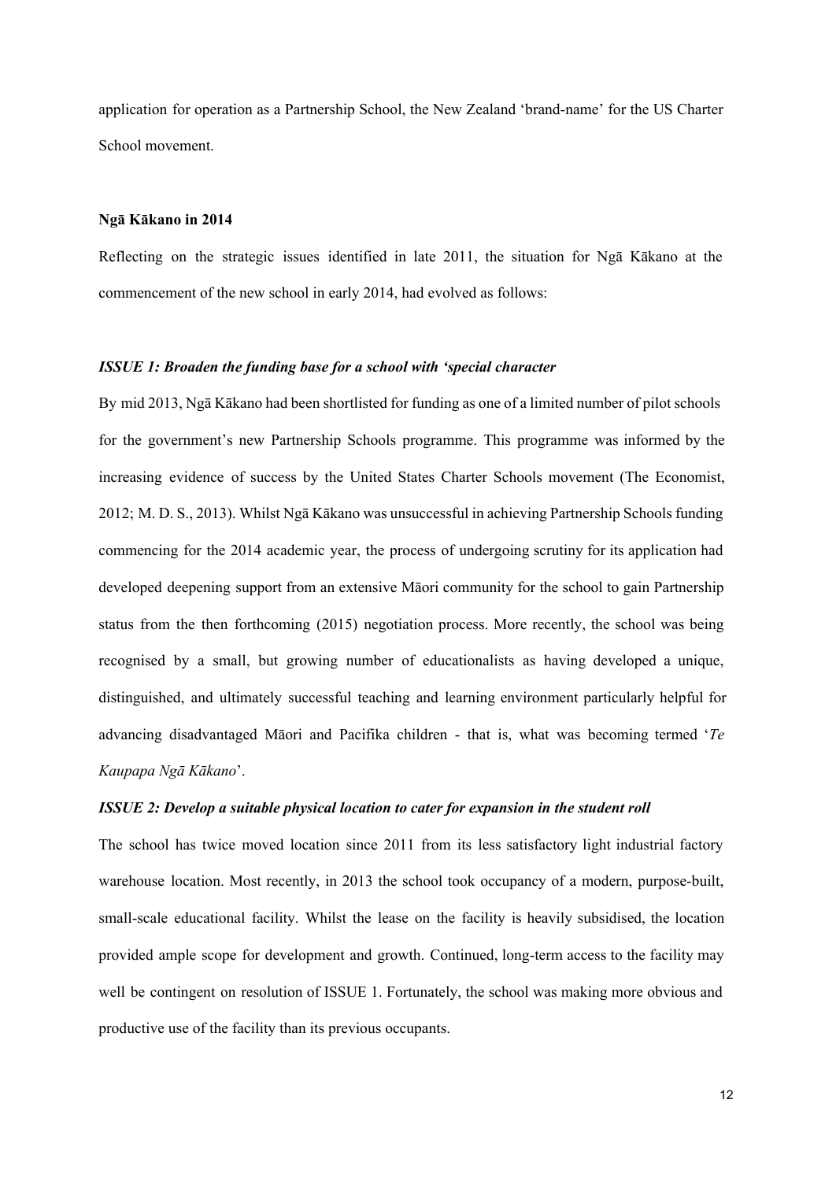application for operation as a Partnership School, the New Zealand 'brand-name' for the US Charter School movement.

**Ngā Kākano in 2014**

Reflecting on the strategic issues identified in late 2011, the situation for Ngā Kākano at the commencement of the new school in early 2014, had evolved as follows:

***ISSUE 1: Broaden the funding base for a school with 'special character***

By mid 2013, Ngā Kākano had been shortlisted for funding as one of a limited number of pilot schools for the government's new Partnership Schools programme. This programme was informed by the increasing evidence of success by the United States Charter Schools movement (The Economist, 2012; M. D. S., 2013). Whilst Ngā Kākano was unsuccessful in achieving Partnership Schools funding commencing for the 2014 academic year, the process of undergoing scrutiny for its application had developed deepening support from an extensive Māori community for the school to gain Partnership status from the then forthcoming (2015) negotiation process. More recently, the school was being recognised by a small, but growing number of educationalists as having developed a unique, distinguished, and ultimately successful teaching and learning environment particularly helpful for advancing disadvantaged Māori and Pacifika children - that is, what was becoming termed '*Te Kaupapa Ngā Kākano*'.

***ISSUE 2: Develop a suitable physical location to cater for expansion in the student roll***

The school has twice moved location since 2011 from its less satisfactory light industrial factory warehouse location. Most recently, in 2013 the school took occupancy of a modern, purpose-built, small-scale educational facility. Whilst the lease on the facility is heavily subsidised, the location provided ample scope for development and growth. Continued, long-term access to the facility may well be contingent on resolution of ISSUE 1. Fortunately, the school was making more obvious and productive use of the facility than its previous occupants.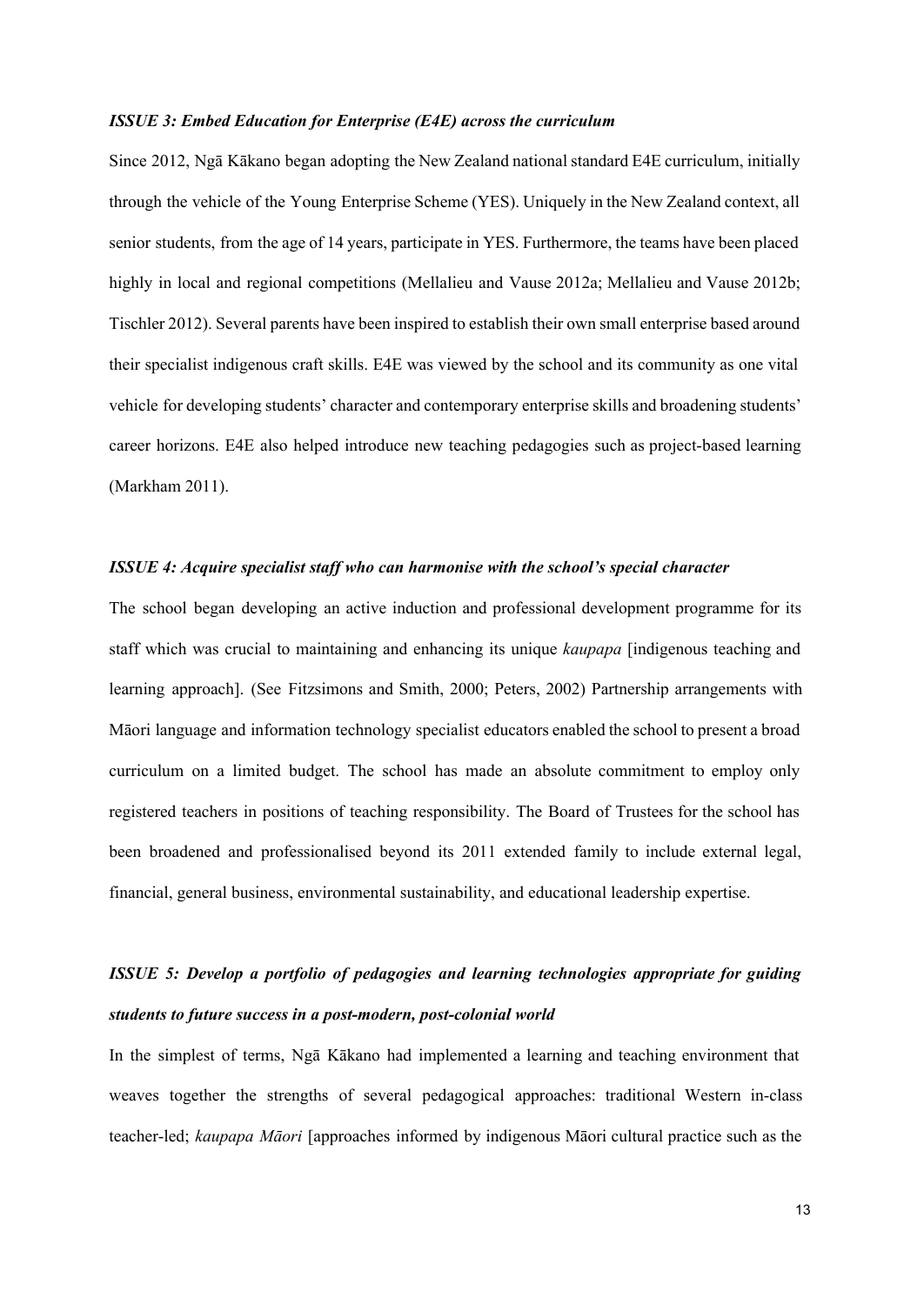***ISSUE 3: Embed Education for Enterprise (E4E) across the curriculum***

Since 2012, Ngā Kākano began adopting the New Zealand national standard E4E curriculum, initially through the vehicle of the Young Enterprise Scheme (YES). Uniquely in the New Zealand context, all senior students, from the age of 14 years, participate in YES. Furthermore, the teams have been placed highly in local and regional competitions (Mellalieu and Vause 2012a; Mellalieu and Vause 2012b; Tischler 2012). Several parents have been inspired to establish their own small enterprise based around their specialist indigenous craft skills. E4E was viewed by the school and its community as one vital vehicle for developing students' character and contemporary enterprise skills and broadening students' career horizons. E4E also helped introduce new teaching pedagogies such as project-based learning (Markham 2011).

***ISSUE 4: Acquire specialist staff who can harmonise with the school's special character***

The school began developing an active induction and professional development programme for its staff which was crucial to maintaining and enhancing its unique *kaupapa* [indigenous teaching and learning approach]. (See Fitzsimons and Smith, 2000; Peters, 2002) Partnership arrangements with Māori language and information technology specialist educators enabled the school to present a broad curriculum on a limited budget. The school has made an absolute commitment to employ only registered teachers in positions of teaching responsibility. The Board of Trustees for the school has been broadened and professionalised beyond its 2011 extended family to include external legal, financial, general business, environmental sustainability, and educational leadership expertise.

***ISSUE 5: Develop a portfolio of pedagogies and learning technologies appropriate for guiding students to future success in a post-modern, post-colonial world***

In the simplest of terms, Ngā Kākano had implemented a learning and teaching environment that weaves together the strengths of several pedagogical approaches: traditional Western in-class teacher-led; *kaupapa Māori* [approaches informed by indigenous Māori cultural practice such as the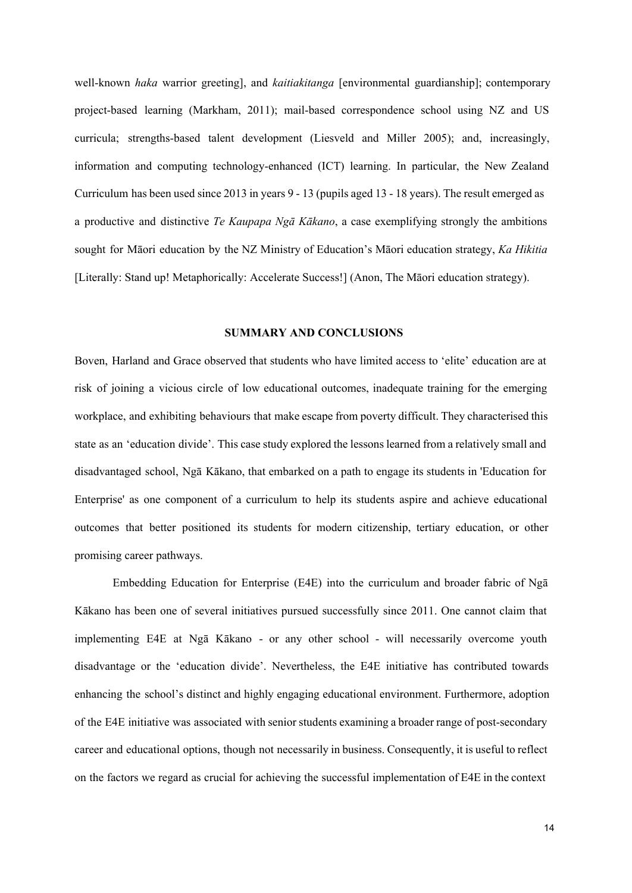well-known *haka* warrior greeting], and *kaitiakitanga* [environmental guardianship]; contemporary project-based learning (Markham, 2011); mail-based correspondence school using NZ and US curricula; strengths-based talent development (Liesveld and Miller 2005); and, increasingly, information and computing technology-enhanced (ICT) learning. In particular, the New Zealand Curriculum has been used since 2013 in years 9 - 13 (pupils aged 13 - 18 years). The result emerged as a productive and distinctive *Te Kaupapa Ngā Kākano*, a case exemplifying strongly the ambitions sought for Māori education by the NZ Ministry of Education's Māori education strategy, *Ka Hikitia* [Literally: Stand up! Metaphorically: Accelerate Success!] (Anon, The Māori education strategy).

## SUMMARY AND CONCLUSIONS

Boven, Harland and Grace observed that students who have limited access to 'elite' education are at risk of joining a vicious circle of low educational outcomes, inadequate training for the emerging workplace, and exhibiting behaviours that make escape from poverty difficult. They characterised this state as an 'education divide'. This case study explored the lessons learned from a relatively small and disadvantaged school, Ngā Kākano, that embarked on a path to engage its students in 'Education for Enterprise' as one component of a curriculum to help its students aspire and achieve educational outcomes that better positioned its students for modern citizenship, tertiary education, or other promising career pathways.

Embedding Education for Enterprise (E4E) into the curriculum and broader fabric of Ngā Kākano has been one of several initiatives pursued successfully since 2011. One cannot claim that implementing E4E at Ngā Kākano - or any other school - will necessarily overcome youth disadvantage or the 'education divide'. Nevertheless, the E4E initiative has contributed towards enhancing the school's distinct and highly engaging educational environment. Furthermore, adoption of the E4E initiative was associated with senior students examining a broader range of post-secondary career and educational options, though not necessarily in business. Consequently, it is useful to reflect on the factors we regard as crucial for achieving the successful implementation of E4E in the context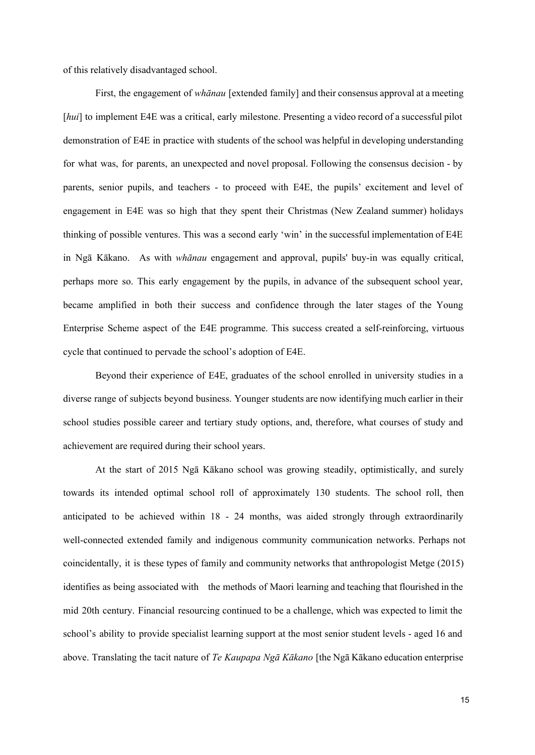of this relatively disadvantaged school.

First, the engagement of *whānau* [extended family] and their consensus approval at a meeting [*hui*] to implement E4E was a critical, early milestone. Presenting a video record of a successful pilot demonstration of E4E in practice with students of the school was helpful in developing understanding for what was, for parents, an unexpected and novel proposal. Following the consensus decision - by parents, senior pupils, and teachers - to proceed with E4E, the pupils' excitement and level of engagement in E4E was so high that they spent their Christmas (New Zealand summer) holidays thinking of possible ventures. This was a second early 'win' in the successful implementation of E4E in Ngā Kākano. As with *whānau* engagement and approval, pupils' buy-in was equally critical, perhaps more so. This early engagement by the pupils, in advance of the subsequent school year, became amplified in both their success and confidence through the later stages of the Young Enterprise Scheme aspect of the E4E programme. This success created a self-reinforcing, virtuous cycle that continued to pervade the school's adoption of E4E.

Beyond their experience of E4E, graduates of the school enrolled in university studies in a diverse range of subjects beyond business. Younger students are now identifying much earlier in their school studies possible career and tertiary study options, and, therefore, what courses of study and achievement are required during their school years.

At the start of 2015 Ngā Kākano school was growing steadily, optimistically, and surely towards its intended optimal school roll of approximately 130 students. The school roll, then anticipated to be achieved within 18 - 24 months, was aided strongly through extraordinarily well-connected extended family and indigenous community communication networks. Perhaps not coincidentally, it is these types of family and community networks that anthropologist Metge (2015) identifies as being associated with the methods of Maori learning and teaching that flourished in the mid 20th century. Financial resourcing continued to be a challenge, which was expected to limit the school's ability to provide specialist learning support at the most senior student levels - aged 16 and above. Translating the tacit nature of *Te Kaupapa Ngā Kākano* [the Ngā Kākano education enterprise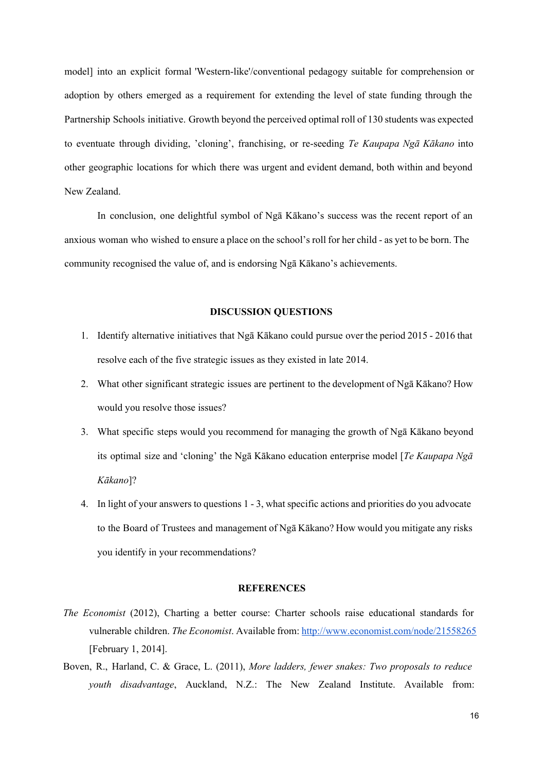model] into an explicit formal 'Western-like'/conventional pedagogy suitable for comprehension or adoption by others emerged as a requirement for extending the level of state funding through the Partnership Schools initiative. Growth beyond the perceived optimal roll of 130 students was expected to eventuate through dividing, 'cloning', franchising, or re-seeding *Te Kaupapa Ngā Kākano* into other geographic locations for which there was urgent and evident demand, both within and beyond New Zealand.

In conclusion, one delightful symbol of Ngā Kākano's success was the recent report of an anxious woman who wished to ensure a place on the school's roll for her child - as yet to be born. The community recognised the value of, and is endorsing Ngā Kākano's achievements.

## DISCUSSION QUESTIONS

1. Identify alternative initiatives that Ngā Kākano could pursue over the period 2015 - 2016 that resolve each of the five strategic issues as they existed in late 2014.
2. What other significant strategic issues are pertinent to the development of Ngā Kākano? How would you resolve those issues?
3. What specific steps would you recommend for managing the growth of Ngā Kākano beyond its optimal size and 'cloning' the Ngā Kākano education enterprise model [*Te Kaupapa Ngā Kākano*]?
4. In light of your answers to questions 1 - 3, what specific actions and priorities do you advocate to the Board of Trustees and management of Ngā Kākano? How would you mitigate any risks you identify in your recommendations?

## REFERENCES

*The Economist* (2012), Charting a better course: Charter schools raise educational standards for vulnerable children. *The Economist*. Available from: http://www.economist.com/node/21558265 [February 1, 2014].

Boven, R., Harland, C. & Grace, L. (2011), *More ladders, fewer snakes: Two proposals to reduce youth disadvantage*, Auckland, N.Z.: The New Zealand Institute. Available from: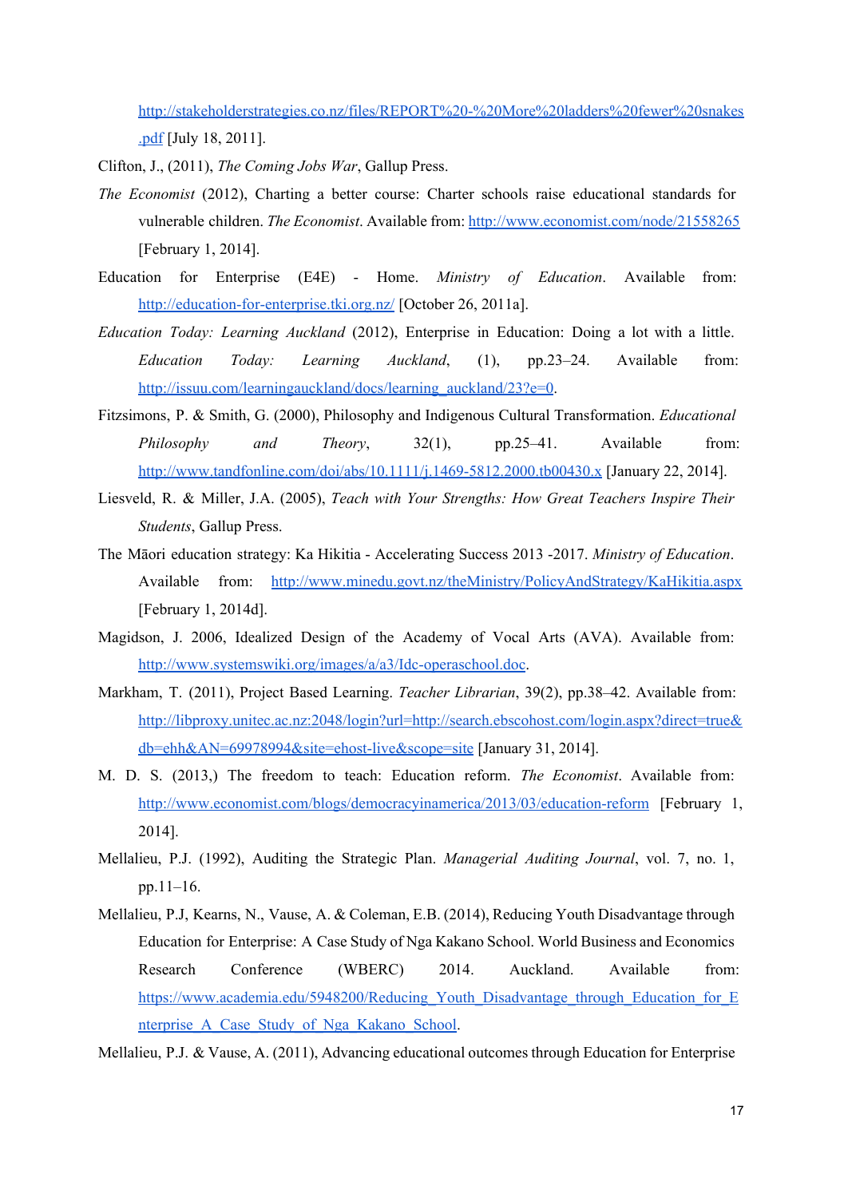http://stakeholderstrategies.co.nz/files/REPORT%20-%20More%20ladders%20fewer%20snakes.pdf [July 18, 2011].

Clifton, J., (2011), *The Coming Jobs War*, Gallup Press.

*The Economist* (2012), Charting a better course: Charter schools raise educational standards for vulnerable children. *The Economist*. Available from: http://www.economist.com/node/21558265 [February 1, 2014].

Education for Enterprise (E4E) - Home. *Ministry of Education*. Available from: http://education-for-enterprise.tki.org.nz/ [October 26, 2011a].

*Education Today: Learning Auckland* (2012), Enterprise in Education: Doing a lot with a little. *Education Today: Learning Auckland*, (1), pp.23–24. Available from: http://issuu.com/learningauckland/docs/learning_auckland/23?e=0.

Fitzsimons, P. & Smith, G. (2000), Philosophy and Indigenous Cultural Transformation. *Educational Philosophy and Theory*, 32(1), pp.25–41. Available from: http://www.tandfonline.com/doi/abs/10.1111/j.1469-5812.2000.tb00430.x [January 22, 2014].

Liesveld, R. & Miller, J.A. (2005), *Teach with Your Strengths: How Great Teachers Inspire Their Students*, Gallup Press.

The Māori education strategy: Ka Hikitia - Accelerating Success 2013 -2017. *Ministry of Education*. Available from: http://www.minedu.govt.nz/theMinistry/PolicyAndStrategy/KaHikitia.aspx [February 1, 2014d].

Magidson, J. 2006, Idealized Design of the Academy of Vocal Arts (AVA). Available from: http://www.systemswiki.org/images/a/a3/Idc-operaschool.doc.

Markham, T. (2011), Project Based Learning. *Teacher Librarian*, 39(2), pp.38–42. Available from: http://libproxy.unitec.ac.nz:2048/login?url=http://search.ebscohost.com/login.aspx?direct=true&db=ehh&AN=69978994&site=ehost-live&scope=site [January 31, 2014].

M. D. S. (2013,) The freedom to teach: Education reform. *The Economist*. Available from: http://www.economist.com/blogs/democracyinamerica/2013/03/education-reform [February 1, 2014].

Mellalieu, P.J. (1992), Auditing the Strategic Plan. *Managerial Auditing Journal*, vol. 7, no. 1, pp.11–16.

Mellalieu, P.J, Kearns, N., Vause, A. & Coleman, E.B. (2014), Reducing Youth Disadvantage through Education for Enterprise: A Case Study of Nga Kakano School. World Business and Economics Research Conference (WBERC) 2014. Auckland. Available from: https://www.academia.edu/5948200/Reducing_Youth_Disadvantage_through_Education_for_Enterprise_A_Case_Study_of_Nga_Kakano_School.

Mellalieu, P.J. & Vause, A. (2011), Advancing educational outcomes through Education for Enterprise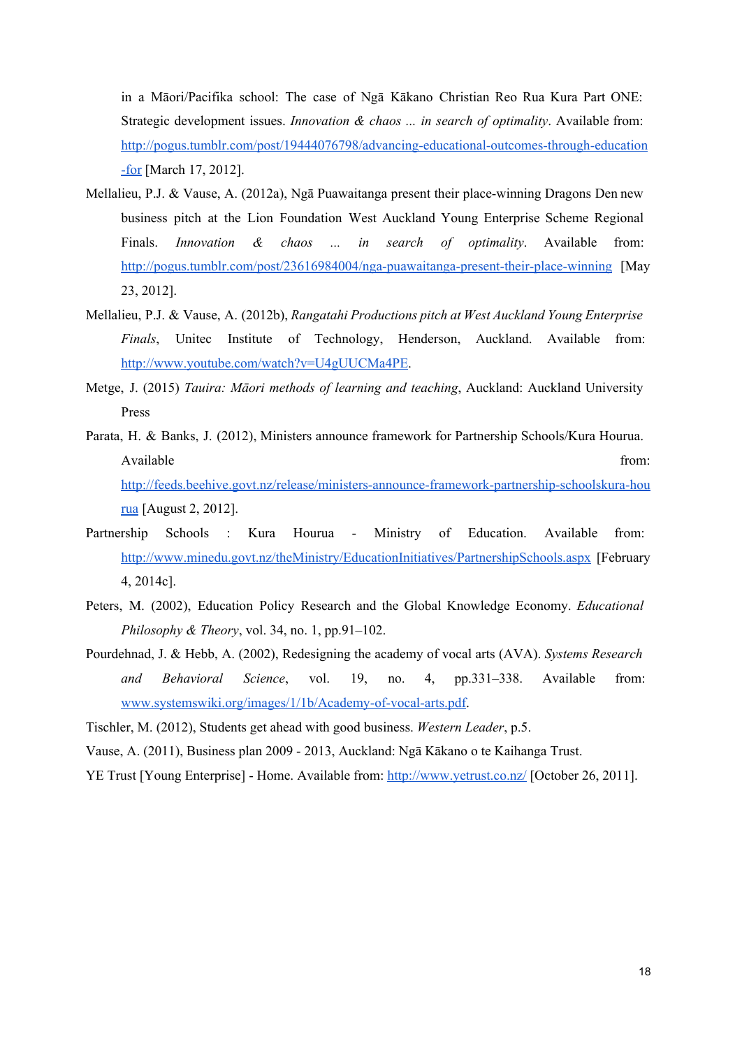in a Māori/Pacifika school: The case of Ngā Kākano Christian Reo Rua Kura Part ONE: Strategic development issues. *Innovation & chaos ... in search of optimality*. Available from: http://pogus.tumblr.com/post/19444076798/advancing-educational-outcomes-through-education-for [March 17, 2012].

Mellalieu, P.J. & Vause, A. (2012a), Ngā Puawaitanga present their place-winning Dragons Den new business pitch at the Lion Foundation West Auckland Young Enterprise Scheme Regional Finals. *Innovation & chaos ... in search of optimality*. Available from: http://pogus.tumblr.com/post/23616984004/nga-puawaitanga-present-their-place-winning [May 23, 2012].

Mellalieu, P.J. & Vause, A. (2012b), *Rangatahi Productions pitch at West Auckland Young Enterprise Finals*, Unitec Institute of Technology, Henderson, Auckland. Available from: http://www.youtube.com/watch?v=U4gUUCMa4PE.

Metge, J. (2015) *Tauira: Māori methods of learning and teaching*, Auckland: Auckland University Press

Parata, H. & Banks, J. (2012), Ministers announce framework for Partnership Schools/Kura Hourua. Available from: http://feeds.beehive.govt.nz/release/ministers-announce-framework-partnership-schoolskura-hourua [August 2, 2012].

Partnership Schools : Kura Hourua - Ministry of Education. Available from: http://www.minedu.govt.nz/theMinistry/EducationInitiatives/PartnershipSchools.aspx [February 4, 2014c].

Peters, M. (2002), Education Policy Research and the Global Knowledge Economy. *Educational Philosophy & Theory*, vol. 34, no. 1, pp.91–102.

Pourdehnad, J. & Hebb, A. (2002), Redesigning the academy of vocal arts (AVA). *Systems Research and Behavioral Science*, vol. 19, no. 4, pp.331–338. Available from: www.systemswiki.org/images/1/1b/Academy-of-vocal-arts.pdf.

Tischler, M. (2012), Students get ahead with good business. *Western Leader*, p.5.

Vause, A. (2011), Business plan 2009 - 2013, Auckland: Ngā Kākano o te Kaihanga Trust.

YE Trust [Young Enterprise] - Home. Available from: http://www.yetrust.co.nz/ [October 26, 2011].